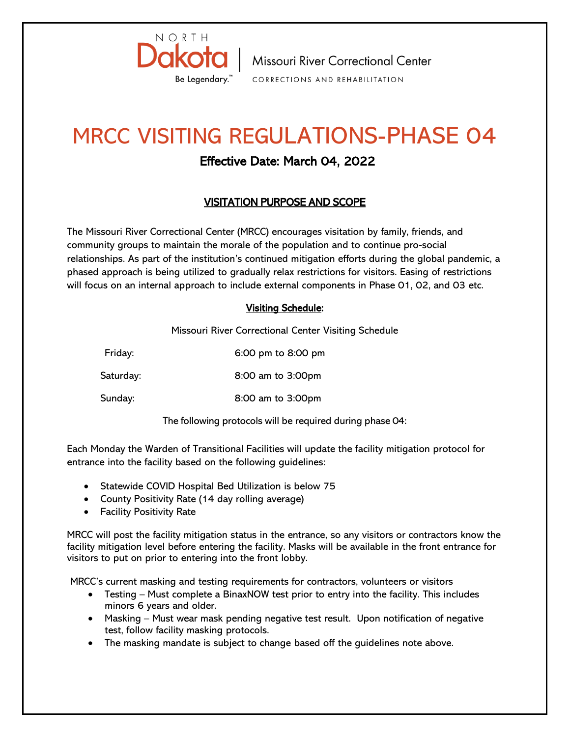NORTH Dakota Be Legendary.™ | Missouri River Correctional Center
CORRECTIONS AND REHABILITATION

# MRCC VISITING REGULATIONS-PHASE 04

## Effective Date: March 04, 2022

### VISITATION PURPOSE AND SCOPE

The Missouri River Correctional Center (MRCC) encourages visitation by family, friends, and community groups to maintain the morale of the population and to continue pro-social relationships. As part of the institution's continued mitigation efforts during the global pandemic, a phased approach is being utilized to gradually relax restrictions for visitors. Easing of restrictions will focus on an internal approach to include external components in Phase 01, 02, and 03 etc.

**Visiting Schedule:**

Missouri River Correctional Center Visiting Schedule

| | |
|---|---|
| Friday: | 6:00 pm to 8:00 pm |
| Saturday: | 8:00 am to 3:00pm |
| Sunday: | 8:00 am to 3:00pm |

The following protocols will be required during phase 04:

Each Monday the Warden of Transitional Facilities will update the facility mitigation protocol for entrance into the facility based on the following guidelines:

- Statewide COVID Hospital Bed Utilization is below 75
- County Positivity Rate (14 day rolling average)
- Facility Positivity Rate

MRCC will post the facility mitigation status in the entrance, so any visitors or contractors know the facility mitigation level before entering the facility. Masks will be available in the front entrance for visitors to put on prior to entering into the front lobby.

MRCC's current masking and testing requirements for contractors, volunteers or visitors

- Testing – Must complete a BinaxNOW test prior to entry into the facility. This includes minors 6 years and older.
- Masking – Must wear mask pending negative test result. Upon notification of negative test, follow facility masking protocols.
- The masking mandate is subject to change based off the guidelines note above.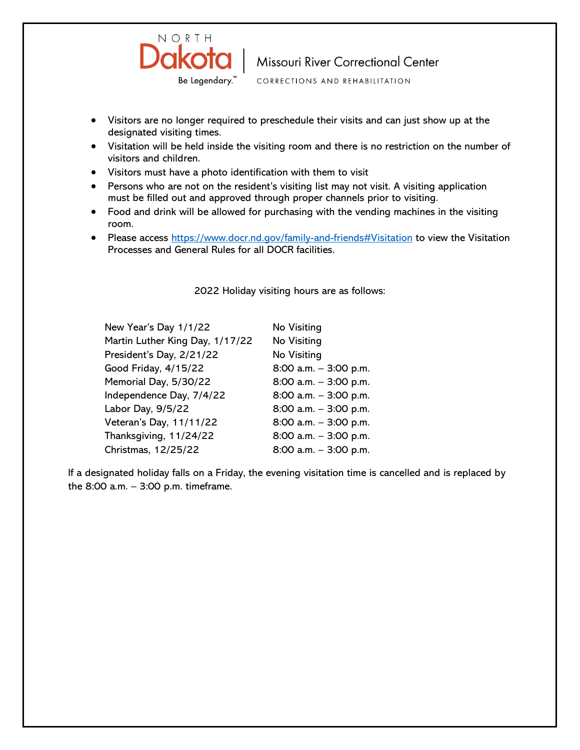NORTH Dakota | Missouri River Correctional Center

Be Legendary.™ CORRECTIONS AND REHABILITATION

- Visitors are no longer required to preschedule their visits and can just show up at the designated visiting times.
- Visitation will be held inside the visiting room and there is no restriction on the number of visitors and children.
- Visitors must have a photo identification with them to visit
- Persons who are not on the resident's visiting list may not visit. A visiting application must be filled out and approved through proper channels prior to visiting.
- Food and drink will be allowed for purchasing with the vending machines in the visiting room.
- Please access https://www.docr.nd.gov/family-and-friends#Visitation to view the Visitation Processes and General Rules for all DOCR facilities.

2022 Holiday visiting hours are as follows:

| | |
|---|---|
| New Year's Day 1/1/22 | No Visiting |
| Martin Luther King Day, 1/17/22 | No Visiting |
| President's Day, 2/21/22 | No Visiting |
| Good Friday, 4/15/22 | 8:00 a.m. – 3:00 p.m. |
| Memorial Day, 5/30/22 | 8:00 a.m. – 3:00 p.m. |
| Independence Day, 7/4/22 | 8:00 a.m. – 3:00 p.m. |
| Labor Day, 9/5/22 | 8:00 a.m. – 3:00 p.m. |
| Veteran's Day, 11/11/22 | 8:00 a.m. – 3:00 p.m. |
| Thanksgiving, 11/24/22 | 8:00 a.m. – 3:00 p.m. |
| Christmas, 12/25/22 | 8:00 a.m. – 3:00 p.m. |

If a designated holiday falls on a Friday, the evening visitation time is cancelled and is replaced by the 8:00 a.m. – 3:00 p.m. timeframe.